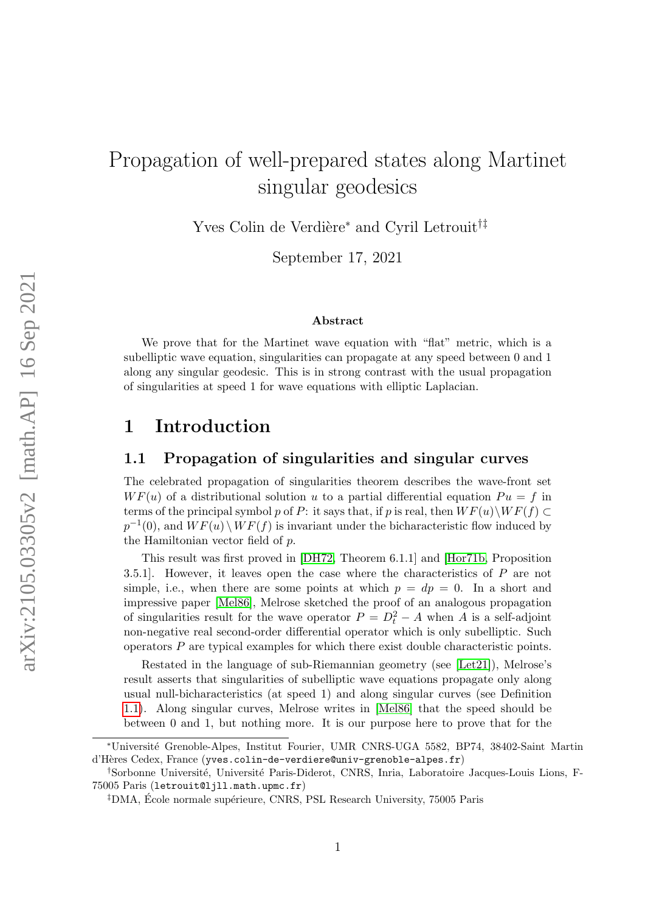# Propagation of well-prepared states along Martinet singular geodesics

Yves Colin de Verdière* and Cyril Letrouit†‡

September 17, 2021

**Abstract**

We prove that for the Martinet wave equation with "flat" metric, which is a subelliptic wave equation, singularities can propagate at any speed between 0 and 1 along any singular geodesic. This is in strong contrast with the usual propagation of singularities at speed 1 for wave equations with elliptic Laplacian.

## 1 Introduction

### 1.1 Propagation of singularities and singular curves

The celebrated propagation of singularities theorem describes the wave-front set $WF(u)$ of a distributional solution $u$ to a partial differential equation $Pu = f$ in terms of the principal symbol $p$ of $P$: it says that, if $p$ is real, then $WF(u)\setminus WF(f) \subset p^{-1}(0)$, and $WF(u) \setminus WF(f)$ is invariant under the bicharacteristic flow induced by the Hamiltonian vector field of $p$.

This result was first proved in [DH72, Theorem 6.1.1] and [Hor71b, Proposition 3.5.1]. However, it leaves open the case where the characteristics of $P$ are not simple, i.e., when there are some points at which $p = dp = 0$. In a short and impressive paper [Mel86], Melrose sketched the proof of an analogous propagation of singularities result for the wave operator $P = D_t^2 - A$ when $A$ is a self-adjoint non-negative real second-order differential operator which is only subelliptic. Such operators $P$ are typical examples for which there exist double characteristic points.

Restated in the language of sub-Riemannian geometry (see [Let21]), Melrose's result asserts that singularities of subelliptic wave equations propagate only along usual null-bicharacteristics (at speed 1) and along singular curves (see Definition 1.1). Along singular curves, Melrose writes in [Mel86] that the speed should be between 0 and 1, but nothing more. It is our purpose here to prove that for the

---

*Université Grenoble-Alpes, Institut Fourier, UMR CNRS-UGA 5582, BP74, 38402-Saint Martin d'Hères Cedex, France (yves.colin-de-verdiere@univ-grenoble-alpes.fr)

†Sorbonne Université, Université Paris-Diderot, CNRS, Inria, Laboratoire Jacques-Louis Lions, F-75005 Paris (letrouit@ljll.math.upmc.fr)

‡DMA, École normale supérieure, CNRS, PSL Research University, 75005 Paris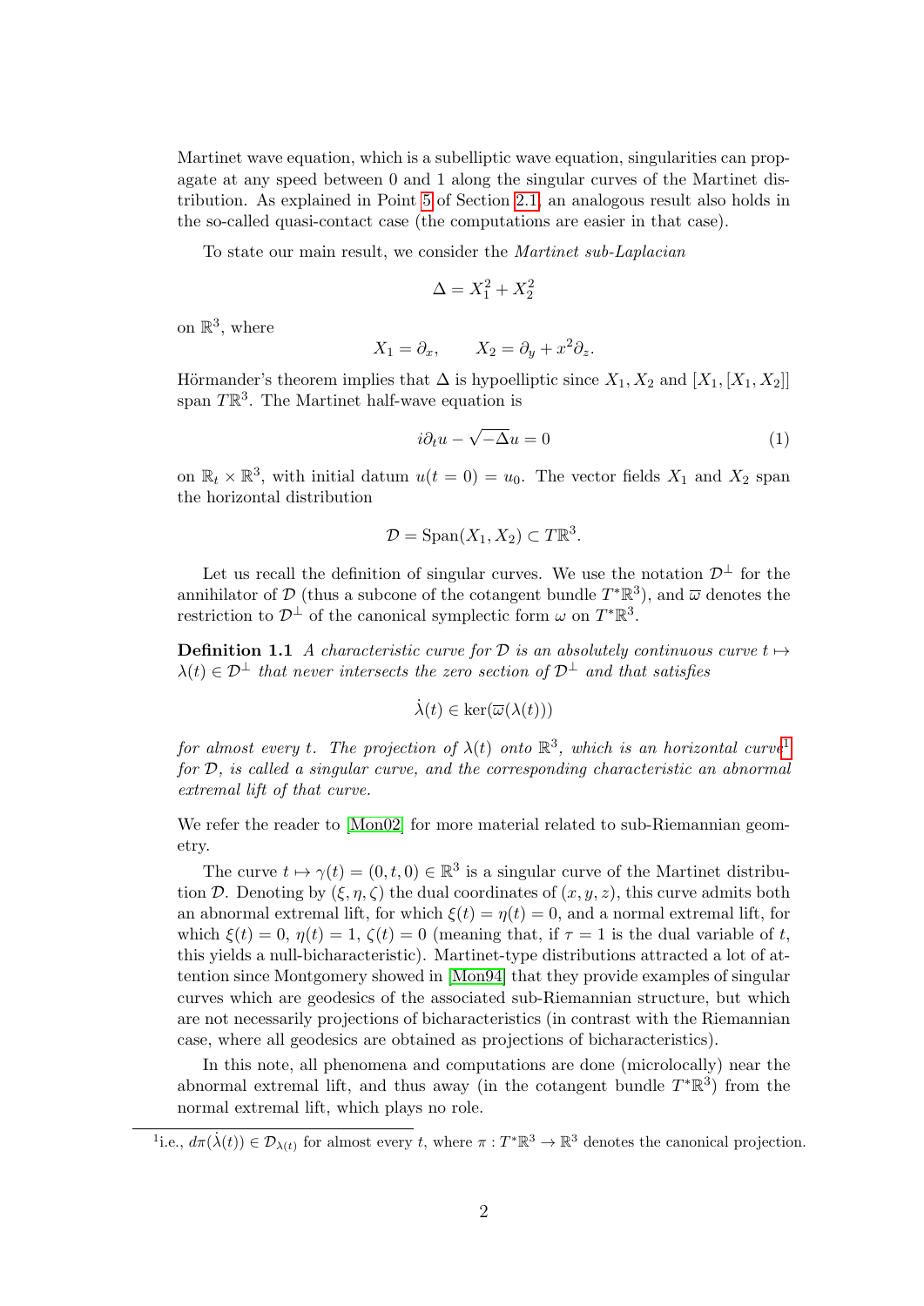Martinet wave equation, which is a subelliptic wave equation, singularities can propagate at any speed between 0 and 1 along the singular curves of the Martinet distribution. As explained in Point 5 of Section 2.1, an analogous result also holds in the so-called quasi-contact case (the computations are easier in that case).

To state our main result, we consider the *Martinet sub-Laplacian*

$$\Delta = X_1^2 + X_2^2$$

on $\mathbb{R}^3$, where

$$X_1 = \partial_x, \qquad X_2 = \partial_y + x^2 \partial_z.$$

Hörmander's theorem implies that $\Delta$ is hypoelliptic since $X_1, X_2$ and $[X_1, [X_1, X_2]]$ span $T\mathbb{R}^3$. The Martinet half-wave equation is

$$i\partial_t u - \sqrt{-\Delta} u = 0 \tag{1}$$

on $\mathbb{R}_t \times \mathbb{R}^3$, with initial datum $u(t = 0) = u_0$. The vector fields $X_1$ and $X_2$ span the horizontal distribution

$$\mathcal{D} = \mathrm{Span}(X_1, X_2) \subset T\mathbb{R}^3.$$

Let us recall the definition of singular curves. We use the notation $\mathcal{D}^\perp$ for the annihilator of $\mathcal{D}$ (thus a subcone of the cotangent bundle $T^*\mathbb{R}^3$), and $\overline{\omega}$ denotes the restriction to $\mathcal{D}^\perp$ of the canonical symplectic form $\omega$ on $T^*\mathbb{R}^3$.

**Definition 1.1** *A characteristic curve for $\mathcal{D}$ is an absolutely continuous curve $t \mapsto \lambda(t) \in \mathcal{D}^\perp$ that never intersects the zero section of $\mathcal{D}^\perp$ and that satisfies*

$$\dot{\lambda}(t) \in \ker(\overline{\omega}(\lambda(t)))$$

*for almost every $t$. The projection of $\lambda(t)$ onto $\mathbb{R}^3$, which is an horizontal curve*[1] *for $\mathcal{D}$, is called a singular curve, and the corresponding characteristic an abnormal extremal lift of that curve.*

We refer the reader to [Mon02] for more material related to sub-Riemannian geometry.

The curve $t \mapsto \gamma(t) = (0, t, 0) \in \mathbb{R}^3$ is a singular curve of the Martinet distribution $\mathcal{D}$. Denoting by $(\xi, \eta, \zeta)$ the dual coordinates of $(x, y, z)$, this curve admits both an abnormal extremal lift, for which $\xi(t) = \eta(t) = 0$, and a normal extremal lift, for which $\xi(t) = 0$, $\eta(t) = 1$, $\zeta(t) = 0$ (meaning that, if $\tau = 1$ is the dual variable of $t$, this yields a null-bicharacteristic). Martinet-type distributions attracted a lot of attention since Montgomery showed in [Mon94] that they provide examples of singular curves which are geodesics of the associated sub-Riemannian structure, but which are not necessarily projections of bicharacteristics (in contrast with the Riemannian case, where all geodesics are obtained as projections of bicharacteristics).

In this note, all phenomena and computations are done (microlocally) near the abnormal extremal lift, and thus away (in the cotangent bundle $T^*\mathbb{R}^3$) from the normal extremal lift, which plays no role.

[1] i.e., $d\pi(\dot{\lambda}(t)) \in \mathcal{D}_{\lambda(t)}$ for almost every $t$, where $\pi : T^*\mathbb{R}^3 \to \mathbb{R}^3$ denotes the canonical projection.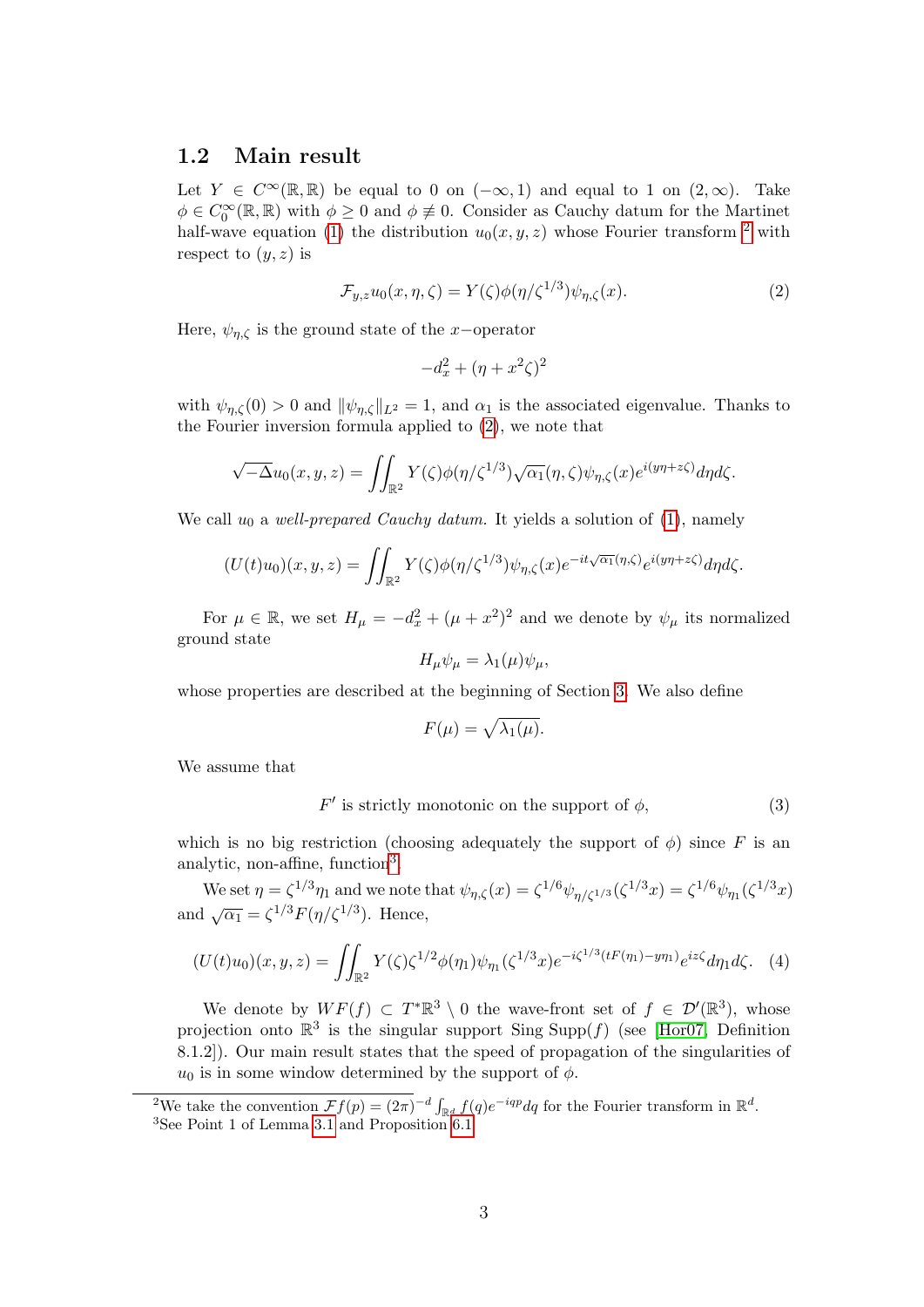## 1.2 Main result

Let $Y \in C^\infty(\mathbb{R}, \mathbb{R})$ be equal to 0 on $(-\infty, 1)$ and equal to 1 on $(2, \infty)$. Take $\phi \in C_0^\infty(\mathbb{R}, \mathbb{R})$ with $\phi \geq 0$ and $\phi \not\equiv 0$. Consider as Cauchy datum for the Martinet half-wave equation (1) the distribution $u_0(x, y, z)$ whose Fourier transform [2] with respect to $(y, z)$ is

$$\mathcal{F}_{y,z} u_0(x, \eta, \zeta) = Y(\zeta)\phi(\eta/\zeta^{1/3})\psi_{\eta,\zeta}(x). \tag{2}$$

Here, $\psi_{\eta,\zeta}$ is the ground state of the $x-$operator

$$-d_x^2 + (\eta + x^2\zeta)^2$$

with $\psi_{\eta,\zeta}(0) > 0$ and $\|\psi_{\eta,\zeta}\|_{L^2} = 1$, and $\alpha_1$ is the associated eigenvalue. Thanks to the Fourier inversion formula applied to (2), we note that

$$\sqrt{-\Delta} u_0(x, y, z) = \iint_{\mathbb{R}^2} Y(\zeta)\phi(\eta/\zeta^{1/3})\sqrt{\alpha_1}(\eta, \zeta)\psi_{\eta,\zeta}(x)e^{i(y\eta + z\zeta)} d\eta d\zeta.$$

We call $u_0$ a *well-prepared Cauchy datum*. It yields a solution of (1), namely

$$(U(t)u_0)(x, y, z) = \iint_{\mathbb{R}^2} Y(\zeta)\phi(\eta/\zeta^{1/3})\psi_{\eta,\zeta}(x)e^{-it\sqrt{\alpha_1}(\eta,\zeta)}e^{i(y\eta+z\zeta)} d\eta d\zeta.$$

For $\mu \in \mathbb{R}$, we set $H_\mu = -d_x^2 + (\mu + x^2)^2$ and we denote by $\psi_\mu$ its normalized ground state

$$H_\mu \psi_\mu = \lambda_1(\mu)\psi_\mu,$$

whose properties are described at the beginning of Section 3. We also define

$$F(\mu) = \sqrt{\lambda_1(\mu)}.$$

We assume that

$$F' \text{ is strictly monotonic on the support of } \phi, \tag{3}$$

which is no big restriction (choosing adequately the support of $\phi$) since $F$ is an analytic, non-affine, function[3].

We set $\eta = \zeta^{1/3}\eta_1$ and we note that $\psi_{\eta,\zeta}(x) = \zeta^{1/6}\psi_{\eta/\zeta^{1/3}}(\zeta^{1/3}x) = \zeta^{1/6}\psi_{\eta_1}(\zeta^{1/3}x)$ and $\sqrt{\alpha_1} = \zeta^{1/3}F(\eta/\zeta^{1/3})$. Hence,

$$(U(t)u_0)(x, y, z) = \iint_{\mathbb{R}^2} Y(\zeta)\zeta^{1/2}\phi(\eta_1)\psi_{\eta_1}(\zeta^{1/3}x)e^{-i\zeta^{1/3}(tF(\eta_1) - y\eta_1)}e^{iz\zeta} d\eta_1 d\zeta. \tag{4}$$

We denote by $WF(f) \subset T^*\mathbb{R}^3 \setminus 0$ the wave-front set of $f \in \mathcal{D}'(\mathbb{R}^3)$, whose projection onto $\mathbb{R}^3$ is the singular support Sing Supp$(f)$ (see [Hor07, Definition 8.1.2]). Our main result states that the speed of propagation of the singularities of $u_0$ is in some window determined by the support of $\phi$.

---

[2] We take the convention $\mathcal{F}f(p) = (2\pi)^{-d} \int_{\mathbb{R}^d} f(q)e^{-iqp} dq$ for the Fourier transform in $\mathbb{R}^d$.

[3] See Point 1 of Lemma 3.1 and Proposition 6.1.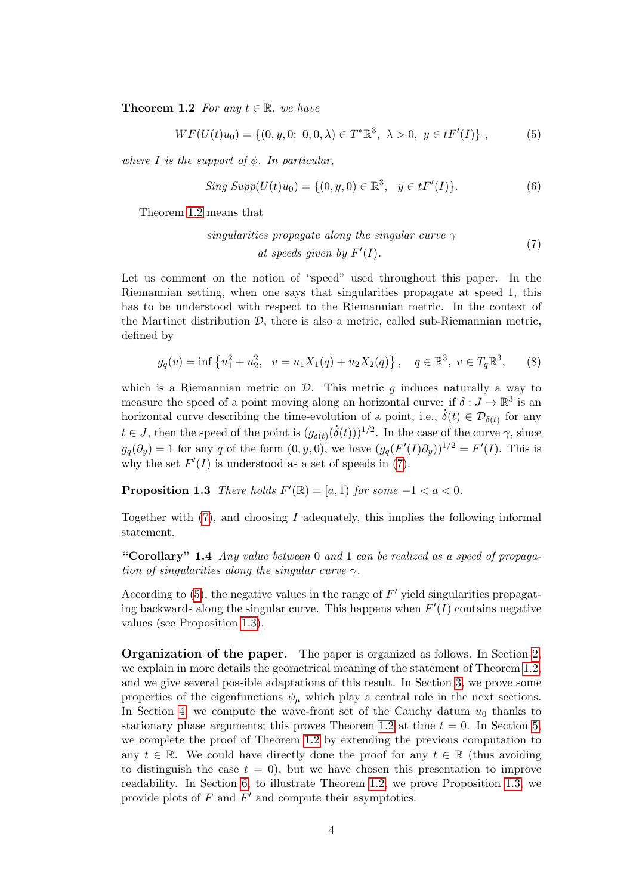**Theorem 1.2** *For any $t \in \mathbb{R}$, we have*

$$WF(U(t)u_0) = \{(0, y, 0;\ 0, 0, \lambda) \in T^*\mathbb{R}^3,\ \lambda > 0,\ y \in tF'(I)\}\ , \tag{5}$$

*where $I$ is the support of $\phi$. In particular,*

$$\textit{Sing Supp}(U(t)u_0) = \{(0, y, 0) \in \mathbb{R}^3,\ \ y \in tF'(I)\}. \tag{6}$$

Theorem 1.2 means that

$$\begin{array}{c}\textit{singularities propagate along the singular curve } \gamma \\ \textit{at speeds given by } F'(I).\end{array} \tag{7}$$

Let us comment on the notion of "speed" used throughout this paper. In the Riemannian setting, when one says that singularities propagate at speed 1, this has to be understood with respect to the Riemannian metric. In the context of the Martinet distribution $\mathcal{D}$, there is also a metric, called sub-Riemannian metric, defined by

$$g_q(v) = \inf\left\{u_1^2 + u_2^2,\ \ v = u_1X_1(q) + u_2X_2(q)\right\}, \quad q \in \mathbb{R}^3,\ v \in T_q\mathbb{R}^3, \tag{8}$$

which is a Riemannian metric on $\mathcal{D}$. This metric $g$ induces naturally a way to measure the speed of a point moving along an horizontal curve: if $\delta : J \to \mathbb{R}^3$ is an horizontal curve describing the time-evolution of a point, i.e., $\dot{\delta}(t) \in \mathcal{D}_{\delta(t)}$ for any $t \in J$, then the speed of the point is $(g_{\delta(t)}(\dot{\delta}(t)))^{1/2}$. In the case of the curve $\gamma$, since $g_q(\partial_y) = 1$ for any $q$ of the form $(0, y, 0)$, we have $(g_q(F'(I)\partial_y))^{1/2} = F'(I)$. This is why the set $F'(I)$ is understood as a set of speeds in (7).

**Proposition 1.3** *There holds $F'(\mathbb{R}) = [a, 1)$ for some $-1 < a < 0$.*

Together with (7), and choosing $I$ adequately, this implies the following informal statement.

**"Corollary" 1.4** *Any value between 0 and 1 can be realized as a speed of propagation of singularities along the singular curve $\gamma$.*

According to (5), the negative values in the range of $F'$ yield singularities propagating backwards along the singular curve. This happens when $F'(I)$ contains negative values (see Proposition 1.3).

**Organization of the paper.** The paper is organized as follows. In Section 2, we explain in more details the geometrical meaning of the statement of Theorem 1.2, and we give several possible adaptations of this result. In Section 3, we prove some properties of the eigenfunctions $\psi_\mu$ which play a central role in the next sections. In Section 4, we compute the wave-front set of the Cauchy datum $u_0$ thanks to stationary phase arguments; this proves Theorem 1.2 at time $t = 0$. In Section 5, we complete the proof of Theorem 1.2 by extending the previous computation to any $t \in \mathbb{R}$. We could have directly done the proof for any $t \in \mathbb{R}$ (thus avoiding to distinguish the case $t = 0$), but we have chosen this presentation to improve readability. In Section 6, to illustrate Theorem 1.2, we prove Proposition 1.3, we provide plots of $F$ and $F'$ and compute their asymptotics.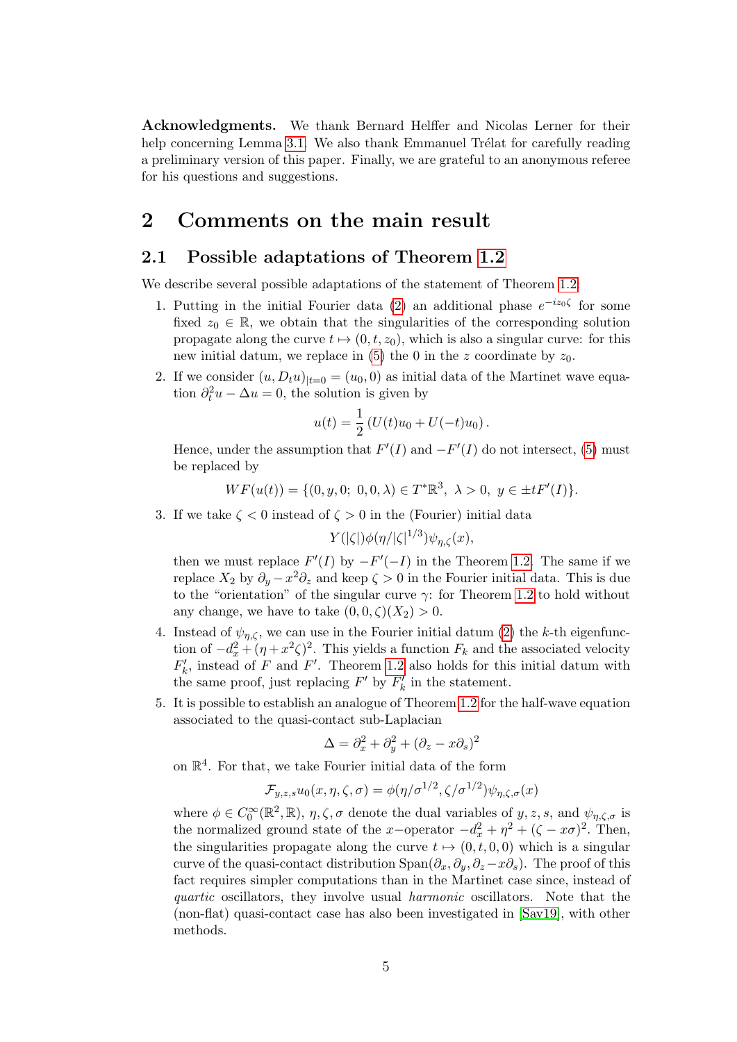**Acknowledgments.** We thank Bernard Helffer and Nicolas Lerner for their help concerning Lemma 3.1. We also thank Emmanuel Trélat for carefully reading a preliminary version of this paper. Finally, we are grateful to an anonymous referee for his questions and suggestions.

# 2 Comments on the main result

## 2.1 Possible adaptations of Theorem 1.2

We describe several possible adaptations of the statement of Theorem 1.2:

1. Putting in the initial Fourier data (2) an additional phase $e^{-iz_0\zeta}$ for some fixed $z_0 \in \mathbb{R}$, we obtain that the singularities of the corresponding solution propagate along the curve $t \mapsto (0, t, z_0)$, which is also a singular curve: for this new initial datum, we replace in (5) the 0 in the $z$ coordinate by $z_0$.

2. If we consider $(u, D_t u)_{|t=0} = (u_0, 0)$ as initial data of the Martinet wave equation $\partial_t^2 u - \Delta u = 0$, the solution is given by
$$u(t) = \frac{1}{2}\left(U(t)u_0 + U(-t)u_0\right).$$
Hence, under the assumption that $F'(I)$ and $-F'(I)$ do not intersect, (5) must be replaced by
$$WF(u(t)) = \{(0, y, 0;\ 0, 0, \lambda) \in T^*\mathbb{R}^3,\ \lambda > 0,\ y \in \pm tF'(I)\}.$$

3. If we take $\zeta < 0$ instead of $\zeta > 0$ in the (Fourier) initial data
$$Y(|\zeta|)\phi(\eta/|\zeta|^{1/3})\psi_{\eta,\zeta}(x),$$
then we must replace $F'(I)$ by $-F'(-I)$ in the Theorem 1.2. The same if we replace $X_2$ by $\partial_y - x^2\partial_z$ and keep $\zeta > 0$ in the Fourier initial data. This is due to the "orientation" of the singular curve $\gamma$: for Theorem 1.2 to hold without any change, we have to take $(0, 0, \zeta)(X_2) > 0$.

4. Instead of $\psi_{\eta,\zeta}$, we can use in the Fourier initial datum (2) the $k$-th eigenfunction of $-d_x^2 + (\eta + x^2\zeta)^2$. This yields a function $F_k$ and the associated velocity $F_k'$, instead of $F$ and $F'$. Theorem 1.2 also holds for this initial datum with the same proof, just replacing $F'$ by $F_k'$ in the statement.

5. It is possible to establish an analogue of Theorem 1.2 for the half-wave equation associated to the quasi-contact sub-Laplacian
$$\Delta = \partial_x^2 + \partial_y^2 + (\partial_z - x\partial_s)^2$$
on $\mathbb{R}^4$. For that, we take Fourier initial data of the form
$$\mathcal{F}_{y,z,s}u_0(x, \eta, \zeta, \sigma) = \phi(\eta/\sigma^{1/2}, \zeta/\sigma^{1/2})\psi_{\eta,\zeta,\sigma}(x)$$
where $\phi \in C_0^\infty(\mathbb{R}^2, \mathbb{R})$, $\eta, \zeta, \sigma$ denote the dual variables of $y, z, s$, and $\psi_{\eta,\zeta,\sigma}$ is the normalized ground state of the $x-$operator $-d_x^2 + \eta^2 + (\zeta - x\sigma)^2$. Then, the singularities propagate along the curve $t \mapsto (0, t, 0, 0)$ which is a singular curve of the quasi-contact distribution $\text{Span}(\partial_x, \partial_y, \partial_z - x\partial_s)$. The proof of this fact requires simpler computations than in the Martinet case since, instead of *quartic* oscillators, they involve usual *harmonic* oscillators. Note that the (non-flat) quasi-contact case has also been investigated in [Sav19], with other methods.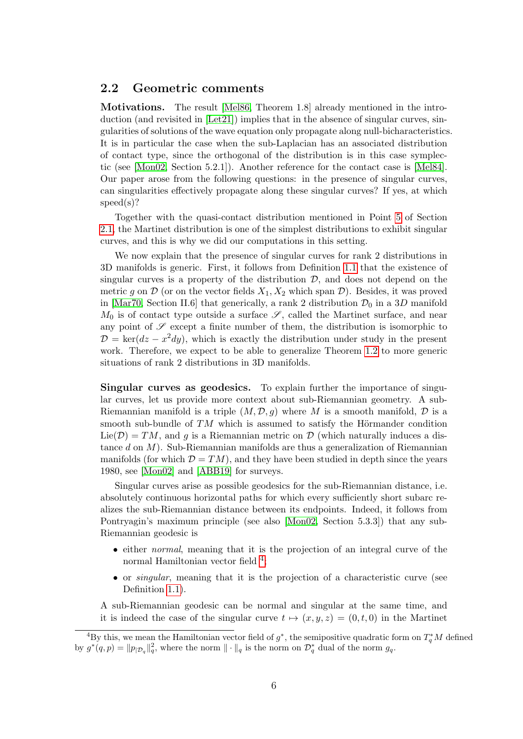## 2.2 Geometric comments

**Motivations.** The result [Mel86, Theorem 1.8] already mentioned in the introduction (and revisited in [Let21]) implies that in the absence of singular curves, singularities of solutions of the wave equation only propagate along null-bicharacteristics. It is in particular the case when the sub-Laplacian has an associated distribution of contact type, since the orthogonal of the distribution is in this case symplectic (see [Mon02, Section 5.2.1]). Another reference for the contact case is [Mel84]. Our paper arose from the following questions: in the presence of singular curves, can singularities effectively propagate along these singular curves? If yes, at which speed(s)?

Together with the quasi-contact distribution mentioned in Point 5 of Section 2.1, the Martinet distribution is one of the simplest distributions to exhibit singular curves, and this is why we did our computations in this setting.

We now explain that the presence of singular curves for rank 2 distributions in 3D manifolds is generic. First, it follows from Definition 1.1 that the existence of singular curves is a property of the distribution $\mathcal{D}$, and does not depend on the metric $g$ on $\mathcal{D}$ (or on the vector fields $X_1, X_2$ which span $\mathcal{D}$). Besides, it was proved in [Mar70, Section II.6] that generically, a rank 2 distribution $\mathcal{D}_0$ in a $3D$ manifold $M_0$ is of contact type outside a surface $\mathscr{S}$, called the Martinet surface, and near any point of $\mathscr{S}$ except a finite number of them, the distribution is isomorphic to $\mathcal{D} = \ker(dz - x^2 dy)$, which is exactly the distribution under study in the present work. Therefore, we expect to be able to generalize Theorem 1.2 to more generic situations of rank 2 distributions in 3D manifolds.

**Singular curves as geodesics.** To explain further the importance of singular curves, let us provide more context about sub-Riemannian geometry. A sub-Riemannian manifold is a triple $(M, \mathcal{D}, g)$ where $M$ is a smooth manifold, $\mathcal{D}$ is a smooth sub-bundle of $TM$ which is assumed to satisfy the Hörmander condition $\text{Lie}(\mathcal{D}) = TM$, and $g$ is a Riemannian metric on $\mathcal{D}$ (which naturally induces a distance $d$ on $M$). Sub-Riemannian manifolds are thus a generalization of Riemannian manifolds (for which $\mathcal{D} = TM$), and they have been studied in depth since the years 1980, see [Mon02] and [ABB19] for surveys.

Singular curves arise as possible geodesics for the sub-Riemannian distance, i.e. absolutely continuous horizontal paths for which every sufficiently short subarc realizes the sub-Riemannian distance between its endpoints. Indeed, it follows from Pontryagin's maximum principle (see also [Mon02, Section 5.3.3]) that any sub-Riemannian geodesic is

- either *normal*, meaning that it is the projection of an integral curve of the normal Hamiltonian vector field [4],
- or *singular*, meaning that it is the projection of a characteristic curve (see Definition 1.1).

A sub-Riemannian geodesic can be normal and singular at the same time, and it is indeed the case of the singular curve $t \mapsto (x, y, z) = (0, t, 0)$ in the Martinet

[4] By this, we mean the Hamiltonian vector field of $g^*$, the semipositive quadratic form on $T_q^*M$ defined by $g^*(q, p) = \|p_{|\mathcal{D}_q}\|_q^2$, where the norm $\|\cdot\|_q$ is the norm on $\mathcal{D}_q^*$ dual of the norm $g_q$.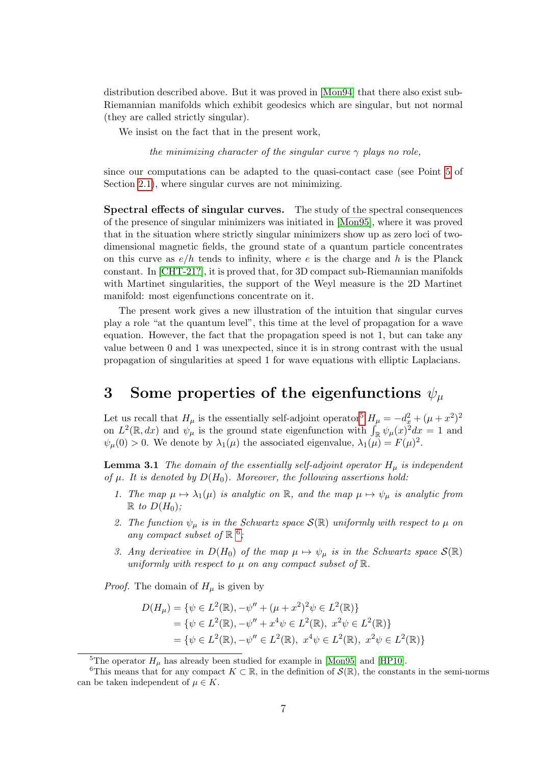distribution described above. But it was proved in [Mon94] that there also exist sub-Riemannian manifolds which exhibit geodesics which are singular, but not normal (they are called strictly singular).

We insist on the fact that in the present work,

*the minimizing character of the singular curve $\gamma$ plays no role,*

since our computations can be adapted to the quasi-contact case (see Point 5 of Section 2.1), where singular curves are not minimizing.

**Spectral effects of singular curves.** The study of the spectral consequences of the presence of singular minimizers was initiated in [Mon95], where it was proved that in the situation where strictly singular minimizers show up as zero loci of two-dimensional magnetic fields, the ground state of a quantum particle concentrates on this curve as $e/h$ tends to infinity, where $e$ is the charge and $h$ is the Planck constant. In [CHT-21?], it is proved that, for 3D compact sub-Riemannian manifolds with Martinet singularities, the support of the Weyl measure is the 2D Martinet manifold: most eigenfunctions concentrate on it.

The present work gives a new illustration of the intuition that singular curves play a role "at the quantum level", this time at the level of propagation for a wave equation. However, the fact that the propagation speed is not 1, but can take any value between 0 and 1 was unexpected, since it is in strong contrast with the usual propagation of singularities at speed 1 for wave equations with elliptic Laplacians.

# 3 Some properties of the eigenfunctions $\psi_\mu$

Let us recall that $H_\mu$ is the essentially self-adjoint operator[5] $H_\mu = -d_x^2 + (\mu + x^2)^2$ on $L^2(\mathbb{R}, dx)$ and $\psi_\mu$ is the ground state eigenfunction with $\int_{\mathbb{R}} \psi_\mu(x)^2 dx = 1$ and $\psi_\mu(0) > 0$. We denote by $\lambda_1(\mu)$ the associated eigenvalue, $\lambda_1(\mu) = F(\mu)^2$.

**Lemma 3.1** *The domain of the essentially self-adjoint operator $H_\mu$ is independent of $\mu$. It is denoted by $D(H_0)$. Moreover, the following assertions hold:*

1. *The map $\mu \mapsto \lambda_1(\mu)$ is analytic on $\mathbb{R}$, and the map $\mu \mapsto \psi_\mu$ is analytic from $\mathbb{R}$ to $D(H_0)$;*
2. *The function $\psi_\mu$ is in the Schwartz space $\mathcal{S}(\mathbb{R})$ uniformly with respect to $\mu$ on any compact subset of $\mathbb{R}$ [6];*
3. *Any derivative in $D(H_0)$ of the map $\mu \mapsto \psi_\mu$ is in the Schwartz space $\mathcal{S}(\mathbb{R})$ uniformly with respect to $\mu$ on any compact subset of $\mathbb{R}$.*

*Proof.* The domain of $H_\mu$ is given by

$$
\begin{aligned}
D(H_\mu) &= \{\psi \in L^2(\mathbb{R}), -\psi'' + (\mu + x^2)^2 \psi \in L^2(\mathbb{R})\} \\
&= \{\psi \in L^2(\mathbb{R}), -\psi'' + x^4 \psi \in L^2(\mathbb{R}),\ x^2 \psi \in L^2(\mathbb{R})\} \\
&= \{\psi \in L^2(\mathbb{R}), -\psi'' \in L^2(\mathbb{R}),\ x^4 \psi \in L^2(\mathbb{R}),\ x^2 \psi \in L^2(\mathbb{R})\}
\end{aligned}
$$

[5] The operator $H_\mu$ has already been studied for example in [Mon95] and [HP10].

[6] This means that for any compact $K \subset \mathbb{R}$, in the definition of $\mathcal{S}(\mathbb{R})$, the constants in the semi-norms can be taken independent of $\mu \in K$.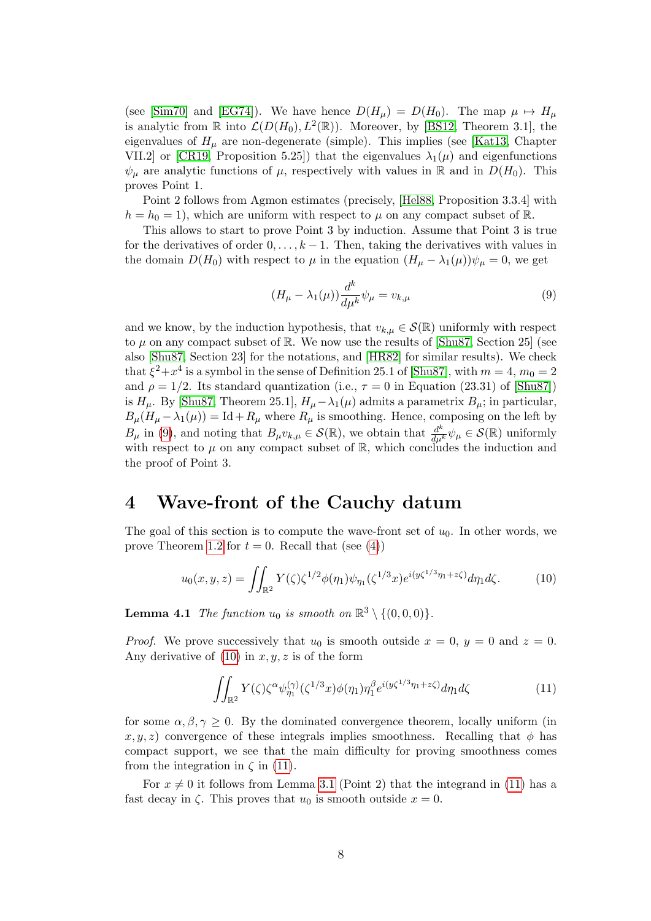(see [Sim70] and [EG74]). We have hence $D(H_\mu) = D(H_0)$. The map $\mu \mapsto H_\mu$ is analytic from $\mathbb{R}$ into $\mathcal{L}(D(H_0), L^2(\mathbb{R}))$. Moreover, by [BS12, Theorem 3.1], the eigenvalues of $H_\mu$ are non-degenerate (simple). This implies (see [Kat13, Chapter VII.2] or [CR19, Proposition 5.25]) that the eigenvalues $\lambda_1(\mu)$ and eigenfunctions $\psi_\mu$ are analytic functions of $\mu$, respectively with values in $\mathbb{R}$ and in $D(H_0)$. This proves Point 1.

Point 2 follows from Agmon estimates (precisely, [Hel88, Proposition 3.3.4] with $h = h_0 = 1$), which are uniform with respect to $\mu$ on any compact subset of $\mathbb{R}$.

This allows to start to prove Point 3 by induction. Assume that Point 3 is true for the derivatives of order $0, \ldots, k-1$. Then, taking the derivatives with values in the domain $D(H_0)$ with respect to $\mu$ in the equation $(H_\mu - \lambda_1(\mu))\psi_\mu = 0$, we get

$$(H_\mu - \lambda_1(\mu))\frac{d^k}{d\mu^k}\psi_\mu = v_{k,\mu} \tag{9}$$

and we know, by the induction hypothesis, that $v_{k,\mu} \in \mathcal{S}(\mathbb{R})$ uniformly with respect to $\mu$ on any compact subset of $\mathbb{R}$. We now use the results of [Shu87, Section 25] (see also [Shu87, Section 23] for the notations, and [HR82] for similar results). We check that $\xi^2 + x^4$ is a symbol in the sense of Definition 25.1 of [Shu87], with $m = 4$, $m_0 = 2$ and $\rho = 1/2$. Its standard quantization (i.e., $\tau = 0$ in Equation (23.31) of [Shu87]) is $H_\mu$. By [Shu87, Theorem 25.1], $H_\mu - \lambda_1(\mu)$ admits a parametrix $B_\mu$; in particular, $B_\mu(H_\mu - \lambda_1(\mu)) = \mathrm{Id} + R_\mu$ where $R_\mu$ is smoothing. Hence, composing on the left by $B_\mu$ in (9), and noting that $B_\mu v_{k,\mu} \in \mathcal{S}(\mathbb{R})$, we obtain that $\frac{d^k}{d\mu^k}\psi_\mu \in \mathcal{S}(\mathbb{R})$ uniformly with respect to $\mu$ on any compact subset of $\mathbb{R}$, which concludes the induction and the proof of Point 3.

# 4 Wave-front of the Cauchy datum

The goal of this section is to compute the wave-front set of $u_0$. In other words, we prove Theorem 1.2 for $t = 0$. Recall that (see (4))

$$u_0(x, y, z) = \iint_{\mathbb{R}^2} Y(\zeta)\zeta^{1/2}\phi(\eta_1)\psi_{\eta_1}(\zeta^{1/3}x)e^{i(y\zeta^{1/3}\eta_1 + z\zeta)}d\eta_1 d\zeta. \tag{10}$$

**Lemma 4.1** *The function $u_0$ is smooth on $\mathbb{R}^3 \setminus \{(0, 0, 0)\}$.*

*Proof.* We prove successively that $u_0$ is smooth outside $x = 0$, $y = 0$ and $z = 0$. Any derivative of (10) in $x, y, z$ is of the form

$$\iint_{\mathbb{R}^2} Y(\zeta)\zeta^{\alpha}\psi_{\eta_1}^{(\gamma)}(\zeta^{1/3}x)\phi(\eta_1)\eta_1^{\beta}e^{i(y\zeta^{1/3}\eta_1 + z\zeta)}d\eta_1 d\zeta \tag{11}$$

for some $\alpha, \beta, \gamma \geq 0$. By the dominated convergence theorem, locally uniform (in $x, y, z$) convergence of these integrals implies smoothness. Recalling that $\phi$ has compact support, we see that the main difficulty for proving smoothness comes from the integration in $\zeta$ in (11).

For $x \neq 0$ it follows from Lemma 3.1 (Point 2) that the integrand in (11) has a fast decay in $\zeta$. This proves that $u_0$ is smooth outside $x = 0$.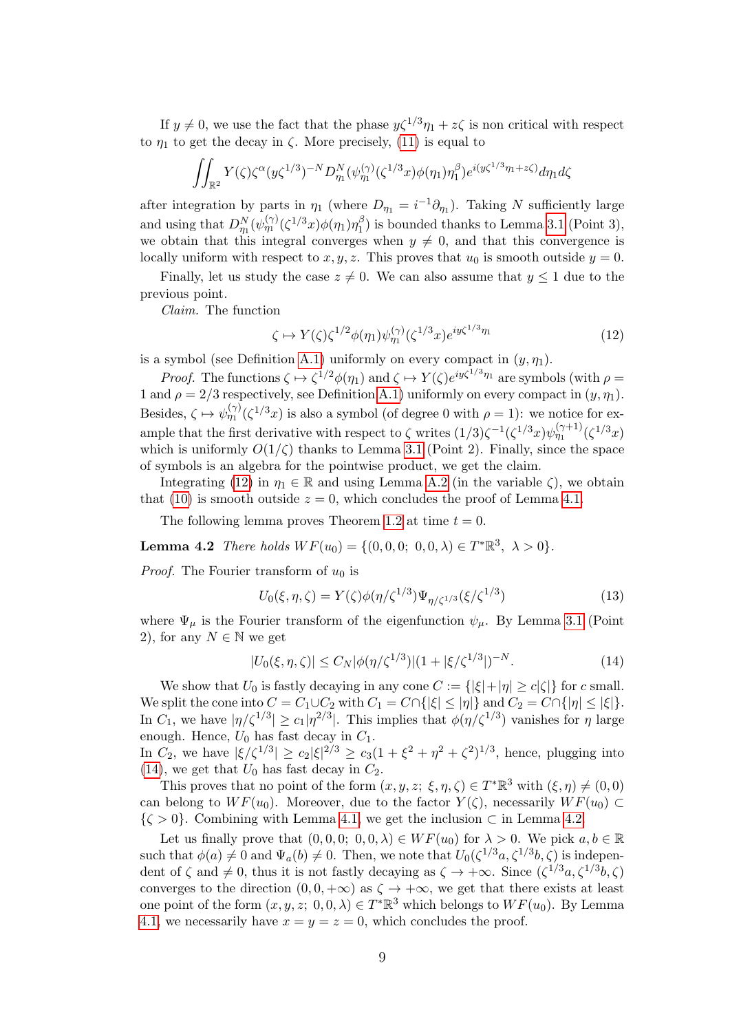If $y \neq 0$, we use the fact that the phase $y\zeta^{1/3}\eta_1 + z\zeta$ is non critical with respect to $\eta_1$ to get the decay in $\zeta$. More precisely, (11) is equal to

$$\iint_{\mathbb{R}^2} Y(\zeta)\zeta^{\alpha}(y\zeta^{1/3})^{-N} D_{\eta_1}^N(\psi_{\eta_1}^{(\gamma)}(\zeta^{1/3}x)\phi(\eta_1)\eta_1^{\beta})e^{i(y\zeta^{1/3}\eta_1+z\zeta)}d\eta_1 d\zeta$$

after integration by parts in $\eta_1$ (where $D_{\eta_1} = i^{-1}\partial_{\eta_1}$). Taking $N$ sufficiently large and using that $D_{\eta_1}^N(\psi_{\eta_1}^{(\gamma)}(\zeta^{1/3}x)\phi(\eta_1)\eta_1^{\beta})$ is bounded thanks to Lemma 3.1 (Point 3), we obtain that this integral converges when $y \neq 0$, and that this convergence is locally uniform with respect to $x, y, z$. This proves that $u_0$ is smooth outside $y = 0$.

Finally, let us study the case $z \neq 0$. We can also assume that $y \leq 1$ due to the previous point.

*Claim.* The function

$$\zeta \mapsto Y(\zeta)\zeta^{1/2}\phi(\eta_1)\psi_{\eta_1}^{(\gamma)}(\zeta^{1/3}x)e^{iy\zeta^{1/3}\eta_1} \tag{12}$$

is a symbol (see Definition A.1) uniformly on every compact in $(y, \eta_1)$.

*Proof.* The functions $\zeta \mapsto \zeta^{1/2}\phi(\eta_1)$ and $\zeta \mapsto Y(\zeta)e^{iy\zeta^{1/3}\eta_1}$ are symbols (with $\rho = 1$ and $\rho = 2/3$ respectively, see Definition A.1) uniformly on every compact in $(y, \eta_1)$. Besides, $\zeta \mapsto \psi_{\eta_1}^{(\gamma)}(\zeta^{1/3}x)$ is also a symbol (of degree 0 with $\rho = 1$): we notice for example that the first derivative with respect to $\zeta$ writes $(1/3)\zeta^{-1}(\zeta^{1/3}x)\psi_{\eta_1}^{(\gamma+1)}(\zeta^{1/3}x)$ which is uniformly $O(1/\zeta)$ thanks to Lemma 3.1 (Point 2). Finally, since the space of symbols is an algebra for the pointwise product, we get the claim.

Integrating (12) in $\eta_1 \in \mathbb{R}$ and using Lemma A.2 (in the variable $\zeta$), we obtain that (10) is smooth outside $z = 0$, which concludes the proof of Lemma 4.1.

The following lemma proves Theorem 1.2 at time $t = 0$.

**Lemma 4.2** *There holds $WF(u_0) = \{(0, 0, 0;\ 0, 0, \lambda) \in T^*\mathbb{R}^3,\ \lambda > 0\}$.*

*Proof.* The Fourier transform of $u_0$ is

$$U_0(\xi, \eta, \zeta) = Y(\zeta)\phi(\eta/\zeta^{1/3})\Psi_{\eta/\zeta^{1/3}}(\xi/\zeta^{1/3}) \tag{13}$$

where $\Psi_\mu$ is the Fourier transform of the eigenfunction $\psi_\mu$. By Lemma 3.1 (Point 2), for any $N \in \mathbb{N}$ we get

$$|U_0(\xi, \eta, \zeta)| \leq C_N|\phi(\eta/\zeta^{1/3})|(1 + |\xi/\zeta^{1/3}|)^{-N}. \tag{14}$$

We show that $U_0$ is fastly decaying in any cone $C := \{|\xi|+|\eta| \geq c|\zeta|\}$ for $c$ small. We split the cone into $C = C_1 \cup C_2$ with $C_1 = C \cap \{|\xi| \leq |\eta|\}$ and $C_2 = C \cap \{|\eta| \leq |\xi|\}$. In $C_1$, we have $|\eta/\zeta^{1/3}| \geq c_1|\eta^{2/3}|$. This implies that $\phi(\eta/\zeta^{1/3})$ vanishes for $\eta$ large enough. Hence, $U_0$ has fast decay in $C_1$.
In $C_2$, we have $|\xi/\zeta^{1/3}| \geq c_2|\xi|^{2/3} \geq c_3(1 + \xi^2 + \eta^2 + \zeta^2)^{1/3}$, hence, plugging into (14), we get that $U_0$ has fast decay in $C_2$.

This proves that no point of the form $(x, y, z;\ \xi, \eta, \zeta) \in T^*\mathbb{R}^3$ with $(\xi, \eta) \neq (0, 0)$ can belong to $WF(u_0)$. Moreover, due to the factor $Y(\zeta)$, necessarily $WF(u_0) \subset \{\zeta > 0\}$. Combining with Lemma 4.1, we get the inclusion $\subset$ in Lemma 4.2.

Let us finally prove that $(0, 0, 0;\ 0, 0, \lambda) \in WF(u_0)$ for $\lambda > 0$. We pick $a, b \in \mathbb{R}$ such that $\phi(a) \neq 0$ and $\Psi_a(b) \neq 0$. Then, we note that $U_0(\zeta^{1/3}a, \zeta^{1/3}b, \zeta)$ is independent of $\zeta$ and $\neq 0$, thus it is not fastly decaying as $\zeta \to +\infty$. Since $(\zeta^{1/3}a, \zeta^{1/3}b, \zeta)$ converges to the direction $(0, 0, +\infty)$ as $\zeta \to +\infty$, we get that there exists at least one point of the form $(x, y, z;\ 0, 0, \lambda) \in T^*\mathbb{R}^3$ which belongs to $WF(u_0)$. By Lemma 4.1, we necessarily have $x = y = z = 0$, which concludes the proof.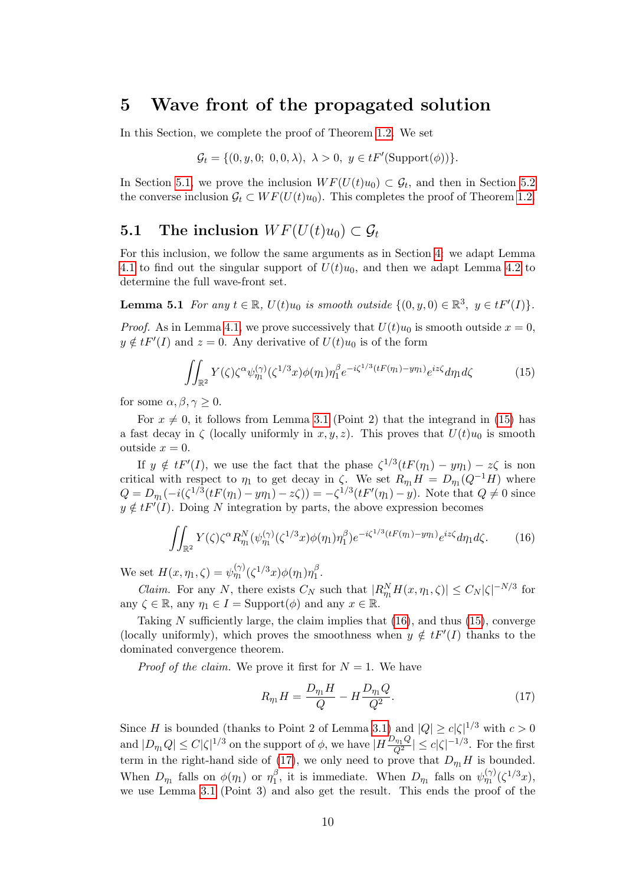# 5 Wave front of the propagated solution

In this Section, we complete the proof of Theorem 1.2. We set

$$\mathcal{G}_t = \{(0, y, 0;\ 0, 0, \lambda),\ \lambda > 0,\ y \in tF'(\text{Support}(\phi))\}.$$

In Section 5.1, we prove the inclusion $WF(U(t)u_0) \subset \mathcal{G}_t$, and then in Section 5.2 the converse inclusion $\mathcal{G}_t \subset WF(U(t)u_0)$. This completes the proof of Theorem 1.2.

## 5.1 The inclusion $WF(U(t)u_0) \subset \mathcal{G}_t$

For this inclusion, we follow the same arguments as in Section 4: we adapt Lemma 4.1 to find out the singular support of $U(t)u_0$, and then we adapt Lemma 4.2 to determine the full wave-front set.

**Lemma 5.1** *For any $t \in \mathbb{R}$, $U(t)u_0$ is smooth outside $\{(0, y, 0) \in \mathbb{R}^3,\ y \in tF'(I)\}$.*

*Proof.* As in Lemma 4.1, we prove successively that $U(t)u_0$ is smooth outside $x = 0$, $y \notin tF'(I)$ and $z = 0$. Any derivative of $U(t)u_0$ is of the form

$$\iint_{\mathbb{R}^2} Y(\zeta)\zeta^\alpha \psi_{\eta_1}^{(\gamma)}(\zeta^{1/3}x)\phi(\eta_1)\eta_1^\beta e^{-i\zeta^{1/3}(tF(\eta_1)-y\eta_1)}e^{iz\zeta}d\eta_1 d\zeta \tag{15}$$

for some $\alpha, \beta, \gamma \geq 0$.

For $x \neq 0$, it follows from Lemma 3.1 (Point 2) that the integrand in (15) has a fast decay in $\zeta$ (locally uniformly in $x, y, z$). This proves that $U(t)u_0$ is smooth outside $x = 0$.

If $y \notin tF'(I)$, we use the fact that the phase $\zeta^{1/3}(tF(\eta_1) - y\eta_1) - z\zeta$ is non critical with respect to $\eta_1$ to get decay in $\zeta$. We set $R_{\eta_1}H = D_{\eta_1}(Q^{-1}H)$ where $Q = D_{\eta_1}(-i(\zeta^{1/3}(tF(\eta_1) - y\eta_1) - z\zeta)) = -\zeta^{1/3}(tF'(\eta_1) - y)$. Note that $Q \neq 0$ since $y \notin tF'(I)$. Doing $N$ integration by parts, the above expression becomes

$$\iint_{\mathbb{R}^2} Y(\zeta)\zeta^\alpha R_{\eta_1}^N(\psi_{\eta_1}^{(\gamma)}(\zeta^{1/3}x)\phi(\eta_1)\eta_1^\beta)e^{-i\zeta^{1/3}(tF(\eta_1)-y\eta_1)}e^{iz\zeta}d\eta_1 d\zeta. \tag{16}$$

We set $H(x, \eta_1, \zeta) = \psi_{\eta_1}^{(\gamma)}(\zeta^{1/3}x)\phi(\eta_1)\eta_1^\beta$.

*Claim.* For any $N$, there exists $C_N$ such that $|R_{\eta_1}^N H(x, \eta_1, \zeta)| \leq C_N|\zeta|^{-N/3}$ for any $\zeta \in \mathbb{R}$, any $\eta_1 \in I = \text{Support}(\phi)$ and any $x \in \mathbb{R}$.

Taking $N$ sufficiently large, the claim implies that (16), and thus (15), converge (locally uniformly), which proves the smoothness when $y \notin tF'(I)$ thanks to the dominated convergence theorem.

*Proof of the claim.* We prove it first for $N = 1$. We have

$$R_{\eta_1}H = \frac{D_{\eta_1}H}{Q} - H\frac{D_{\eta_1}Q}{Q^2}. \tag{17}$$

Since $H$ is bounded (thanks to Point 2 of Lemma 3.1) and $|Q| \geq c|\zeta|^{1/3}$ with $c > 0$ and $|D_{\eta_1}Q| \leq C|\zeta|^{1/3}$ on the support of $\phi$, we have $|H\frac{D_{\eta_1}Q}{Q^2}| \leq c|\zeta|^{-1/3}$. For the first term in the right-hand side of (17), we only need to prove that $D_{\eta_1}H$ is bounded. When $D_{\eta_1}$ falls on $\phi(\eta_1)$ or $\eta_1^\beta$, it is immediate. When $D_{\eta_1}$ falls on $\psi_{\eta_1}^{(\gamma)}(\zeta^{1/3}x)$, we use Lemma 3.1 (Point 3) and also get the result. This ends the proof of the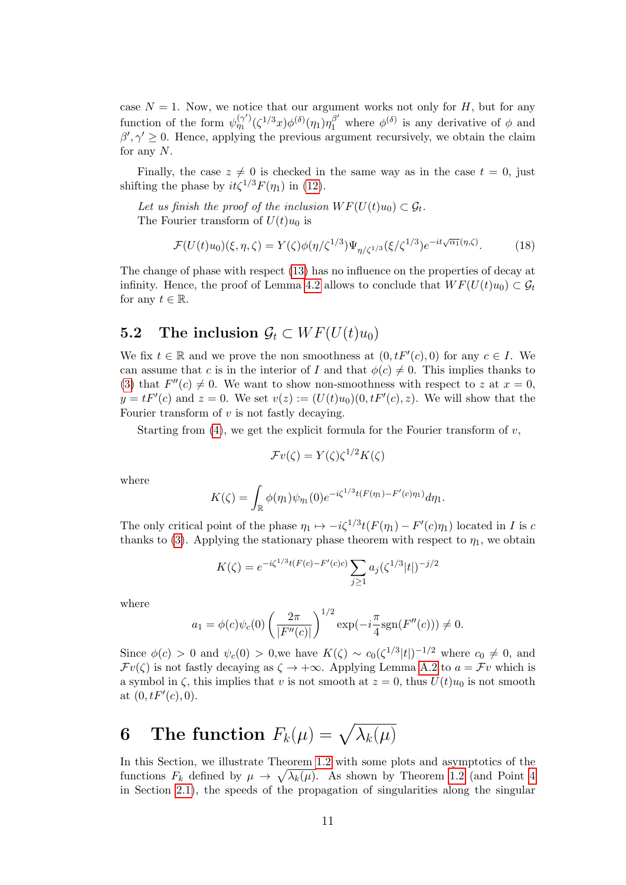case $N = 1$. Now, we notice that our argument works not only for $H$, but for any function of the form $\psi_{\eta_1}^{(\gamma')}(\zeta^{1/3}x)\phi^{(\delta)}(\eta_1)\eta_1^{\beta'}$ where $\phi^{(\delta)}$ is any derivative of $\phi$ and $\beta', \gamma' \geq 0$. Hence, applying the previous argument recursively, we obtain the claim for any $N$.

Finally, the case $z \neq 0$ is checked in the same way as in the case $t = 0$, just shifting the phase by $it\zeta^{1/3}F(\eta_1)$ in (12).

*Let us finish the proof of the inclusion $WF(U(t)u_0) \subset \mathcal{G}_t$.*

The Fourier transform of $U(t)u_0$ is

$$\mathcal{F}(U(t)u_0)(\xi, \eta, \zeta) = Y(\zeta)\phi(\eta/\zeta^{1/3})\Psi_{\eta/\zeta^{1/3}}(\xi/\zeta^{1/3})e^{-it\sqrt{\alpha_1}(\eta,\zeta)}. \tag{18}$$

The change of phase with respect (13) has no influence on the properties of decay at infinity. Hence, the proof of Lemma 4.2 allows to conclude that $WF(U(t)u_0) \subset \mathcal{G}_t$ for any $t \in \mathbb{R}$.

## 5.2 The inclusion $\mathcal{G}_t \subset WF(U(t)u_0)$

We fix $t \in \mathbb{R}$ and we prove the non smoothness at $(0, tF'(c), 0)$ for any $c \in I$. We can assume that $c$ is in the interior of $I$ and that $\phi(c) \neq 0$. This implies thanks to (3) that $F''(c) \neq 0$. We want to show non-smoothness with respect to $z$ at $x = 0$, $y = tF'(c)$ and $z = 0$. We set $v(z) := (U(t)u_0)(0, tF'(c), z)$. We will show that the Fourier transform of $v$ is not fastly decaying.

Starting from (4), we get the explicit formula for the Fourier transform of $v$,

$$\mathcal{F}v(\zeta) = Y(\zeta)\zeta^{1/2}K(\zeta)$$

where

$$K(\zeta) = \int_{\mathbb{R}} \phi(\eta_1)\psi_{\eta_1}(0)e^{-i\zeta^{1/3}t(F(\eta_1)-F'(c)\eta_1)}d\eta_1.$$

The only critical point of the phase $\eta_1 \mapsto -i\zeta^{1/3}t(F(\eta_1) - F'(c)\eta_1)$ located in $I$ is $c$ thanks to (3). Applying the stationary phase theorem with respect to $\eta_1$, we obtain

$$K(\zeta) = e^{-i\zeta^{1/3}t(F(c)-F'(c)c)} \sum_{j\geq 1} a_j(\zeta^{1/3}|t|)^{-j/2}$$

where

$$a_1 = \phi(c)\psi_c(0)\left(\frac{2\pi}{|F''(c)|}\right)^{1/2} \exp(-i\frac{\pi}{4}\text{sgn}(F''(c))) \neq 0.$$

Since $\phi(c) > 0$ and $\psi_c(0) > 0$,we have $K(\zeta) \sim c_0(\zeta^{1/3}|t|)^{-1/2}$ where $c_0 \neq 0$, and $\mathcal{F}v(\zeta)$ is not fastly decaying as $\zeta \to +\infty$. Applying Lemma A.2 to $a = \mathcal{F}v$ which is a symbol in $\zeta$, this implies that $v$ is not smooth at $z = 0$, thus $U(t)u_0$ is not smooth at $(0, tF'(c), 0)$.

# 6 The function $F_k(\mu) = \sqrt{\lambda_k(\mu)}$

In this Section, we illustrate Theorem 1.2 with some plots and asymptotics of the functions $F_k$ defined by $\mu \to \sqrt{\lambda_k(\mu)}$. As shown by Theorem 1.2 (and Point 4 in Section 2.1), the speeds of the propagation of singularities along the singular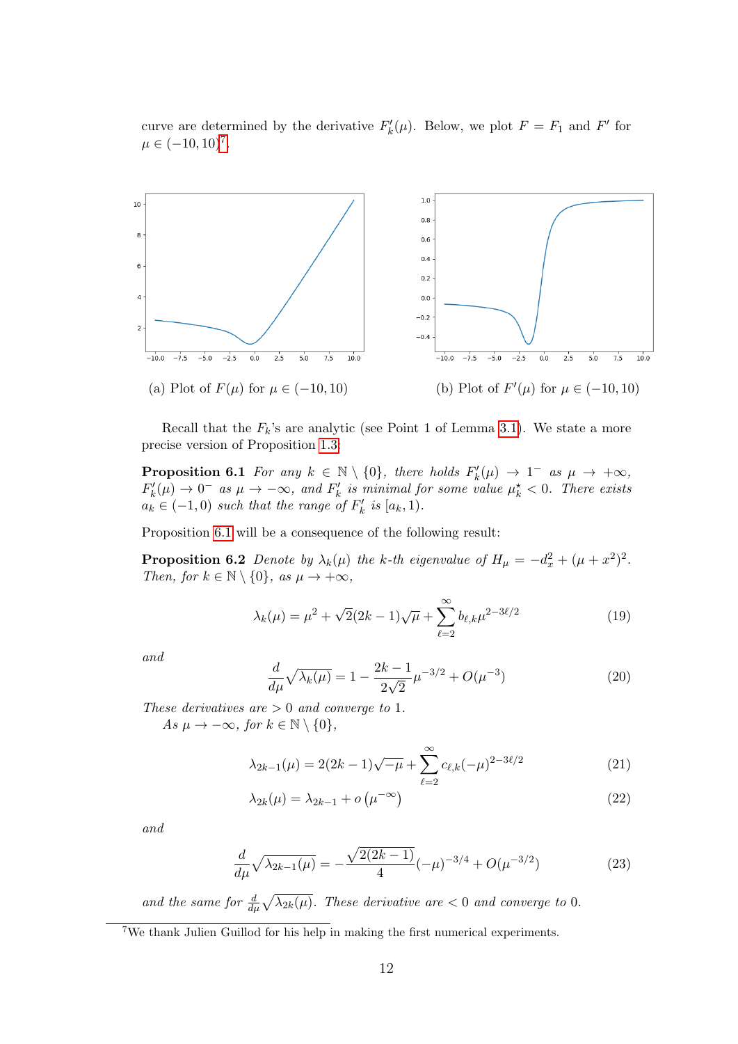curve are determined by the derivative $F_k'(\mu)$. Below, we plot $F = F_1$ and $F'$ for $\mu \in (-10, 10)$[7].

(a) Plot of $F(\mu)$ for $\mu \in (-10, 10)$

(b) Plot of $F'(\mu)$ for $\mu \in (-10, 10)$

Recall that the $F_k$'s are analytic (see Point 1 of Lemma 3.1). We state a more precise version of Proposition 1.3:

**Proposition 6.1** *For any $k \in \mathbb{N} \setminus \{0\}$, there holds $F_k'(\mu) \to 1^-$ as $\mu \to +\infty$, $F_k'(\mu) \to 0^-$ as $\mu \to -\infty$, and $F_k'$ is minimal for some value $\mu_k^\star < 0$. There exists $a_k \in (-1, 0)$ such that the range of $F_k'$ is $[a_k, 1)$.*

Proposition 6.1 will be a consequence of the following result:

**Proposition 6.2** *Denote by $\lambda_k(\mu)$ the $k$-th eigenvalue of $H_\mu = -d_x^2 + (\mu + x^2)^2$. Then, for $k \in \mathbb{N} \setminus \{0\}$, as $\mu \to +\infty$,*

$$\lambda_k(\mu) = \mu^2 + \sqrt{2}(2k-1)\sqrt{\mu} + \sum_{\ell=2}^{\infty} b_{\ell,k}\mu^{2-3\ell/2} \tag{19}$$

*and*

$$\frac{d}{d\mu}\sqrt{\lambda_k(\mu)} = 1 - \frac{2k-1}{2\sqrt{2}}\mu^{-3/2} + O(\mu^{-3}) \tag{20}$$

*These derivatives are $> 0$ and converge to 1.*

*As $\mu \to -\infty$, for $k \in \mathbb{N} \setminus \{0\}$,*

$$\lambda_{2k-1}(\mu) = 2(2k-1)\sqrt{-\mu} + \sum_{\ell=2}^{\infty} c_{\ell,k}(-\mu)^{2-3\ell/2} \tag{21}$$

$$\lambda_{2k}(\mu) = \lambda_{2k-1} + o\left(\mu^{-\infty}\right) \tag{22}$$

*and*

$$\frac{d}{d\mu}\sqrt{\lambda_{2k-1}(\mu)} = -\frac{\sqrt{2(2k-1)}}{4}(-\mu)^{-3/4} + O(\mu^{-3/2}) \tag{23}$$

*and the same for $\frac{d}{d\mu}\sqrt{\lambda_{2k}(\mu)}$. These derivative are $< 0$ and converge to 0.*

[7] We thank Julien Guillod for his help in making the first numerical experiments.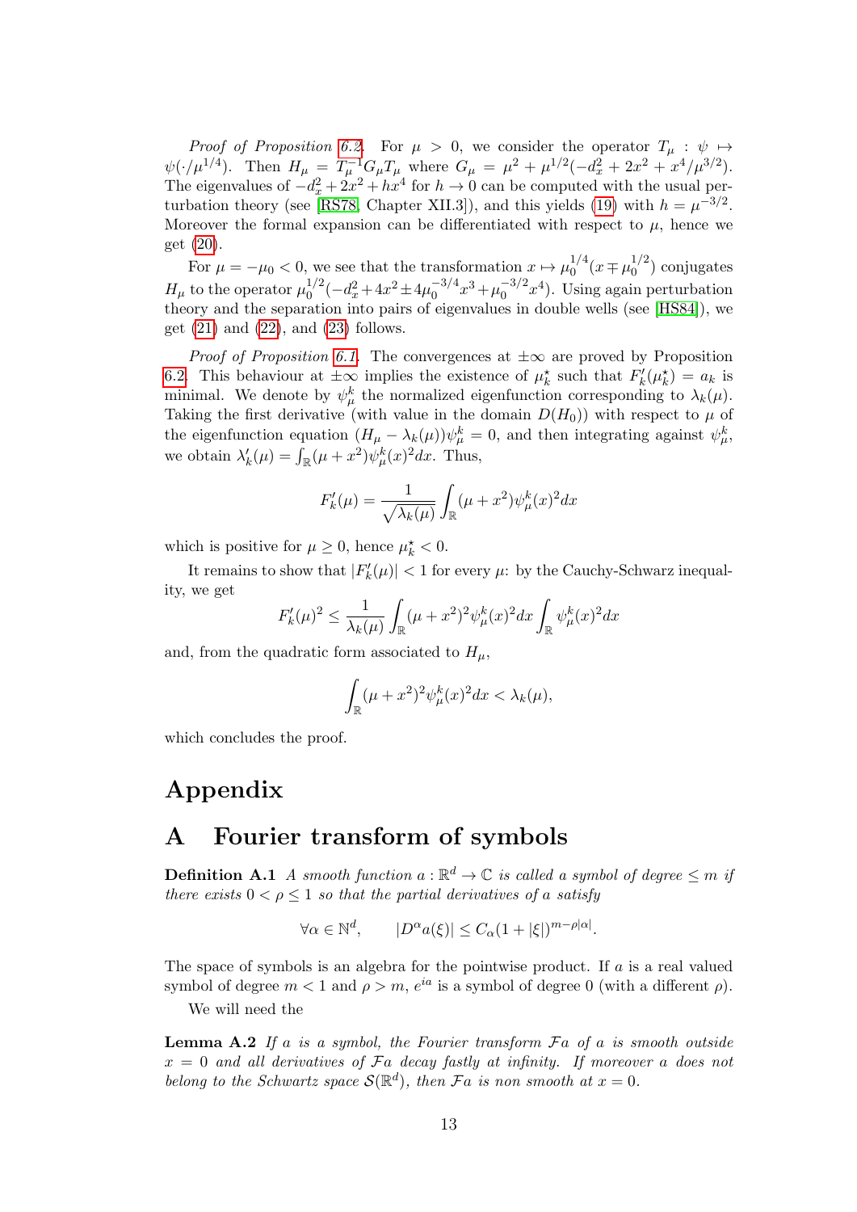*Proof of Proposition 6.2.* For $\mu > 0$, we consider the operator $T_\mu : \psi \mapsto \psi(\cdot/\mu^{1/4})$. Then $H_\mu = T_\mu^{-1} G_\mu T_\mu$ where $G_\mu = \mu^2 + \mu^{1/2}(-d_x^2 + 2x^2 + x^4/\mu^{3/2})$. The eigenvalues of $-d_x^2 + 2x^2 + hx^4$ for $h \to 0$ can be computed with the usual perturbation theory (see [RS78, Chapter XII.3]), and this yields (19) with $h = \mu^{-3/2}$. Moreover the formal expansion can be differentiated with respect to $\mu$, hence we get (20).

For $\mu = -\mu_0 < 0$, we see that the transformation $x \mapsto \mu_0^{1/4}(x \mp \mu_0^{1/2})$ conjugates $H_\mu$ to the operator $\mu_0^{1/2}(-d_x^2 + 4x^2 \pm 4\mu_0^{-3/4}x^3 + \mu_0^{-3/2}x^4)$. Using again perturbation theory and the separation into pairs of eigenvalues in double wells (see [HS84]), we get (21) and (22), and (23) follows.

*Proof of Proposition 6.1.* The convergences at $\pm\infty$ are proved by Proposition 6.2. This behaviour at $\pm\infty$ implies the existence of $\mu_k^\star$ such that $F_k'(\mu_k^\star) = a_k$ is minimal. We denote by $\psi_\mu^k$ the normalized eigenfunction corresponding to $\lambda_k(\mu)$. Taking the first derivative (with value in the domain $D(H_0)$) with respect to $\mu$ of the eigenfunction equation $(H_\mu - \lambda_k(\mu))\psi_\mu^k = 0$, and then integrating against $\psi_\mu^k$, we obtain $\lambda_k'(\mu) = \int_{\mathbb{R}} (\mu + x^2)\psi_\mu^k(x)^2 dx$. Thus,

$$F_k'(\mu) = \frac{1}{\sqrt{\lambda_k(\mu)}} \int_{\mathbb{R}} (\mu + x^2)\psi_\mu^k(x)^2 dx$$

which is positive for $\mu \geq 0$, hence $\mu_k^\star < 0$.

It remains to show that $|F_k'(\mu)| < 1$ for every $\mu$: by the Cauchy-Schwarz inequality, we get

$$F_k'(\mu)^2 \leq \frac{1}{\lambda_k(\mu)} \int_{\mathbb{R}} (\mu + x^2)^2 \psi_\mu^k(x)^2 dx \int_{\mathbb{R}} \psi_\mu^k(x)^2 dx$$

and, from the quadratic form associated to $H_\mu$,

$$\int_{\mathbb{R}} (\mu + x^2)^2 \psi_\mu^k(x)^2 dx < \lambda_k(\mu),$$

which concludes the proof.

# Appendix

## A Fourier transform of symbols

**Definition A.1** *A smooth function $a : \mathbb{R}^d \to \mathbb{C}$ is called a symbol of degree $\leq m$ if there exists $0 < \rho \leq 1$ so that the partial derivatives of $a$ satisfy*

$$\forall \alpha \in \mathbb{N}^d, \qquad |D^\alpha a(\xi)| \leq C_\alpha (1 + |\xi|)^{m - \rho|\alpha|}.$$

The space of symbols is an algebra for the pointwise product. If $a$ is a real valued symbol of degree $m < 1$ and $\rho > m$, $e^{ia}$ is a symbol of degree 0 (with a different $\rho$).

We will need the

**Lemma A.2** *If $a$ is a symbol, the Fourier transform $\mathcal{F}a$ of $a$ is smooth outside $x = 0$ and all derivatives of $\mathcal{F}a$ decay fastly at infinity. If moreover $a$ does not belong to the Schwartz space $\mathcal{S}(\mathbb{R}^d)$, then $\mathcal{F}a$ is non smooth at $x = 0$.*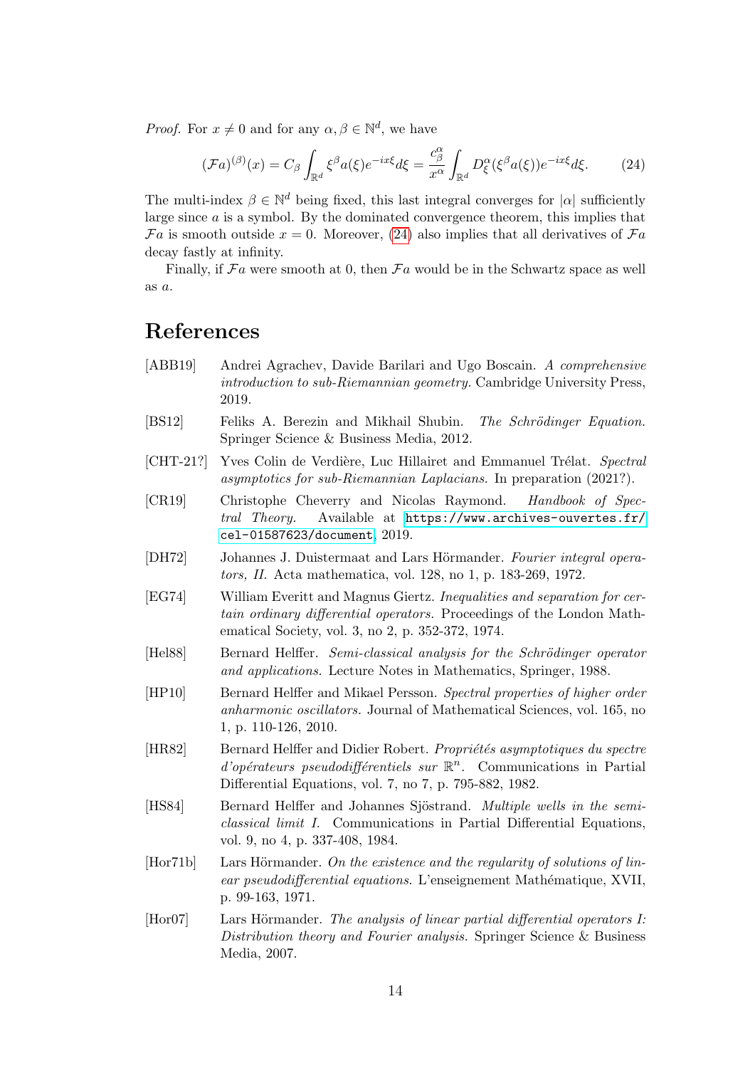*Proof.* For $x \neq 0$ and for any $\alpha, \beta \in \mathbb{N}^d$, we have

$$(\mathcal{F}a)^{(\beta)}(x) = C_\beta \int_{\mathbb{R}^d} \xi^\beta a(\xi) e^{-ix\xi} d\xi = \frac{c^\alpha_\beta}{x^\alpha} \int_{\mathbb{R}^d} D^\alpha_\xi(\xi^\beta a(\xi)) e^{-ix\xi} d\xi. \tag{24}$$

The multi-index $\beta \in \mathbb{N}^d$ being fixed, this last integral converges for $|\alpha|$ sufficiently large since $a$ is a symbol. By the dominated convergence theorem, this implies that $\mathcal{F}a$ is smooth outside $x = 0$. Moreover, (24) also implies that all derivatives of $\mathcal{F}a$ decay fastly at infinity.

Finally, if $\mathcal{F}a$ were smooth at 0, then $\mathcal{F}a$ would be in the Schwartz space as well as $a$.

# References

[ABB19] Andrei Agrachev, Davide Barilari and Ugo Boscain. *A comprehensive introduction to sub-Riemannian geometry.* Cambridge University Press, 2019.

[BS12] Feliks A. Berezin and Mikhail Shubin. *The Schrödinger Equation.* Springer Science & Business Media, 2012.

[CHT-21?] Yves Colin de Verdière, Luc Hillairet and Emmanuel Trélat. *Spectral asymptotics for sub-Riemannian Laplacians.* In preparation (2021?).

[CR19] Christophe Cheverry and Nicolas Raymond. *Handbook of Spectral Theory.* Available at https://www.archives-ouvertes.fr/cel-01587623/document, 2019.

[DH72] Johannes J. Duistermaat and Lars Hörmander. *Fourier integral operators, II.* Acta mathematica, vol. 128, no 1, p. 183-269, 1972.

[EG74] William Everitt and Magnus Giertz. *Inequalities and separation for certain ordinary differential operators.* Proceedings of the London Mathematical Society, vol. 3, no 2, p. 352-372, 1974.

[Hel88] Bernard Helffer. *Semi-classical analysis for the Schrödinger operator and applications.* Lecture Notes in Mathematics, Springer, 1988.

[HP10] Bernard Helffer and Mikael Persson. *Spectral properties of higher order anharmonic oscillators.* Journal of Mathematical Sciences, vol. 165, no 1, p. 110-126, 2010.

[HR82] Bernard Helffer and Didier Robert. *Propriétés asymptotiques du spectre d'opérateurs pseudodifférentiels sur $\mathbb{R}^n$.* Communications in Partial Differential Equations, vol. 7, no 7, p. 795-882, 1982.

[HS84] Bernard Helffer and Johannes Sjöstrand. *Multiple wells in the semi-classical limit I.* Communications in Partial Differential Equations, vol. 9, no 4, p. 337-408, 1984.

[Hor71b] Lars Hörmander. *On the existence and the regularity of solutions of linear pseudodifferential equations.* L'enseignement Mathématique, XVII, p. 99-163, 1971.

[Hor07] Lars Hörmander. *The analysis of linear partial differential operators I: Distribution theory and Fourier analysis.* Springer Science & Business Media, 2007.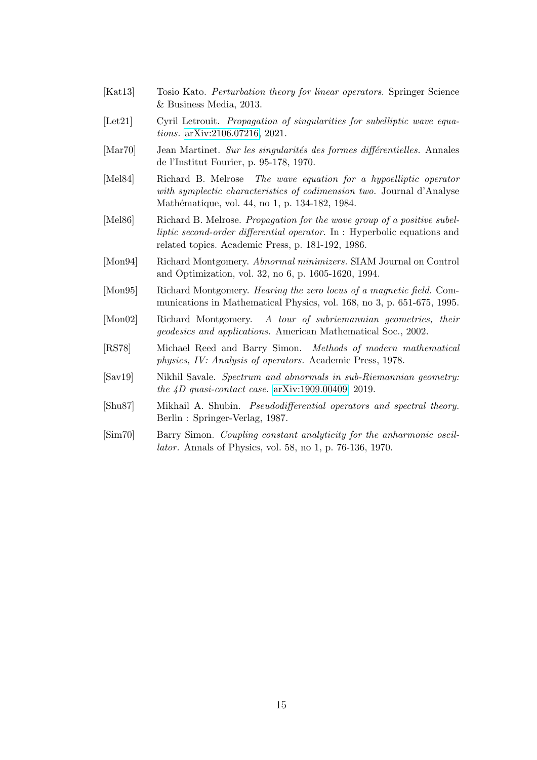[Kat13] Tosio Kato. *Perturbation theory for linear operators.* Springer Science & Business Media, 2013.

[Let21] Cyril Letrouit. *Propagation of singularities for subelliptic wave equations.* arXiv:2106.07216, 2021.

[Mar70] Jean Martinet. *Sur les singularités des formes différentielles.* Annales de l'Institut Fourier, p. 95-178, 1970.

[Mel84] Richard B. Melrose *The wave equation for a hypoelliptic operator with symplectic characteristics of codimension two.* Journal d'Analyse Mathématique, vol. 44, no 1, p. 134-182, 1984.

[Mel86] Richard B. Melrose. *Propagation for the wave group of a positive subelliptic second-order differential operator.* In : Hyperbolic equations and related topics. Academic Press, p. 181-192, 1986.

[Mon94] Richard Montgomery. *Abnormal minimizers.* SIAM Journal on Control and Optimization, vol. 32, no 6, p. 1605-1620, 1994.

[Mon95] Richard Montgomery. *Hearing the zero locus of a magnetic field.* Communications in Mathematical Physics, vol. 168, no 3, p. 651-675, 1995.

[Mon02] Richard Montgomery. *A tour of subriemannian geometries, their geodesics and applications.* American Mathematical Soc., 2002.

[RS78] Michael Reed and Barry Simon. *Methods of modern mathematical physics, IV: Analysis of operators.* Academic Press, 1978.

[Sav19] Nikhil Savale. *Spectrum and abnormals in sub-Riemannian geometry: the 4D quasi-contact case.* arXiv:1909.00409, 2019.

[Shu87] Mikhail A. Shubin. *Pseudodifferential operators and spectral theory.* Berlin : Springer-Verlag, 1987.

[Sim70] Barry Simon. *Coupling constant analyticity for the anharmonic oscillator.* Annals of Physics, vol. 58, no 1, p. 76-136, 1970.